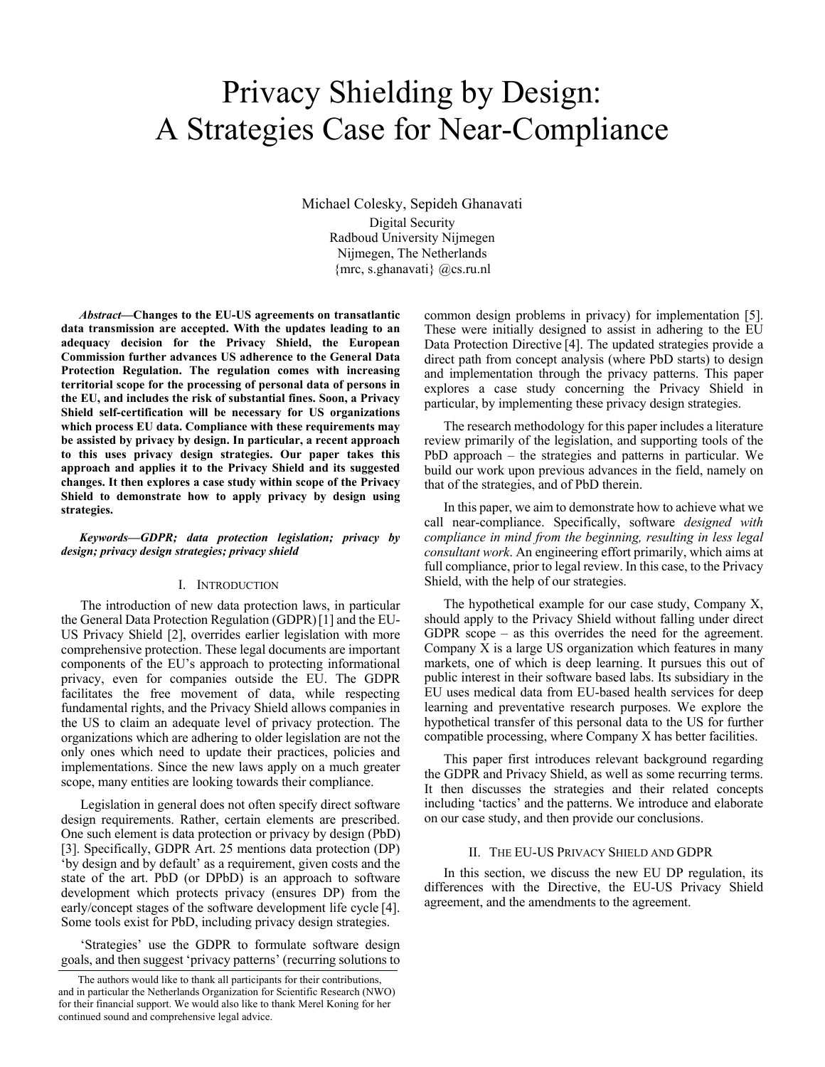# Privacy Shielding by Design: A Strategies Case for Near-Compliance

Michael Colesky, Sepideh Ghanavati

Digital Security
Radboud University Nijmegen
Nijmegen, The Netherlands
{mrc, s.ghanavati} @cs.ru.nl

***Abstract*—Changes to the EU-US agreements on transatlantic data transmission are accepted. With the updates leading to an adequacy decision for the Privacy Shield, the European Commission further advances US adherence to the General Data Protection Regulation. The regulation comes with increasing territorial scope for the processing of personal data of persons in the EU, and includes the risk of substantial fines. Soon, a Privacy Shield self-certification will be necessary for US organizations which process EU data. Compliance with these requirements may be assisted by privacy by design. In particular, a recent approach to this uses privacy design strategies. Our paper takes this approach and applies it to the Privacy Shield and its suggested changes. It then explores a case study within scope of the Privacy Shield to demonstrate how to apply privacy by design using strategies.**

***Keywords—GDPR; data protection legislation; privacy by design; privacy design strategies; privacy shield***

## I. Introduction

The introduction of new data protection laws, in particular the General Data Protection Regulation (GDPR) [1] and the EU-US Privacy Shield [2], overrides earlier legislation with more comprehensive protection. These legal documents are important components of the EU's approach to protecting informational privacy, even for companies outside the EU. The GDPR facilitates the free movement of data, while respecting fundamental rights, and the Privacy Shield allows companies in the US to claim an adequate level of privacy protection. The organizations which are adhering to older legislation are not the only ones which need to update their practices, policies and implementations. Since the new laws apply on a much greater scope, many entities are looking towards their compliance.

Legislation in general does not often specify direct software design requirements. Rather, certain elements are prescribed. One such element is data protection or privacy by design (PbD) [3]. Specifically, GDPR Art. 25 mentions data protection (DP) 'by design and by default' as a requirement, given costs and the state of the art. PbD (or DPbD) is an approach to software development which protects privacy (ensures DP) from the early/concept stages of the software development life cycle [4]. Some tools exist for PbD, including privacy design strategies.

'Strategies' use the GDPR to formulate software design goals, and then suggest 'privacy patterns' (recurring solutions to common design problems in privacy) for implementation [5]. These were initially designed to assist in adhering to the EU Data Protection Directive [4]. The updated strategies provide a direct path from concept analysis (where PbD starts) to design and implementation through the privacy patterns. This paper explores a case study concerning the Privacy Shield in particular, by implementing these privacy design strategies.

The research methodology for this paper includes a literature review primarily of the legislation, and supporting tools of the PbD approach – the strategies and patterns in particular. We build our work upon previous advances in the field, namely on that of the strategies, and of PbD therein.

In this paper, we aim to demonstrate how to achieve what we call near-compliance. Specifically, software *designed with compliance in mind from the beginning, resulting in less legal consultant work*. An engineering effort primarily, which aims at full compliance, prior to legal review. In this case, to the Privacy Shield, with the help of our strategies.

The hypothetical example for our case study, Company X, should apply to the Privacy Shield without falling under direct GDPR scope – as this overrides the need for the agreement. Company X is a large US organization which features in many markets, one of which is deep learning. It pursues this out of public interest in their software based labs. Its subsidiary in the EU uses medical data from EU-based health services for deep learning and preventative research purposes. We explore the hypothetical transfer of this personal data to the US for further compatible processing, where Company X has better facilities.

This paper first introduces relevant background regarding the GDPR and Privacy Shield, as well as some recurring terms. It then discusses the strategies and their related concepts including 'tactics' and the patterns. We introduce and elaborate on our case study, and then provide our conclusions.

## II. The EU-US Privacy Shield and GDPR

In this section, we discuss the new EU DP regulation, its differences with the Directive, the EU-US Privacy Shield agreement, and the amendments to the agreement.

The authors would like to thank all participants for their contributions, and in particular the Netherlands Organization for Scientific Research (NWO) for their financial support. We would also like to thank Merel Koning for her continued sound and comprehensive legal advice.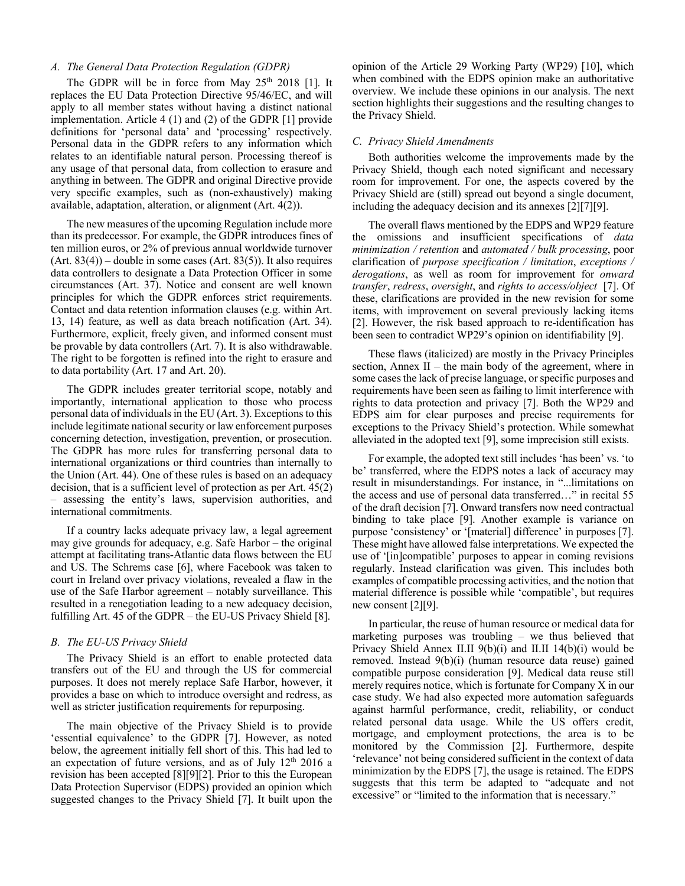### A. The General Data Protection Regulation (GDPR)

The GDPR will be in force from May 25th 2018 [1]. It replaces the EU Data Protection Directive 95/46/EC, and will apply to all member states without having a distinct national implementation. Article 4 (1) and (2) of the GDPR [1] provide definitions for 'personal data' and 'processing' respectively. Personal data in the GDPR refers to any information which relates to an identifiable natural person. Processing thereof is any usage of that personal data, from collection to erasure and anything in between. The GDPR and original Directive provide very specific examples, such as (non-exhaustively) making available, adaptation, alteration, or alignment (Art. 4(2)).

The new measures of the upcoming Regulation include more than its predecessor. For example, the GDPR introduces fines of ten million euros, or 2% of previous annual worldwide turnover (Art. 83(4)) – double in some cases (Art. 83(5)). It also requires data controllers to designate a Data Protection Officer in some circumstances (Art. 37). Notice and consent are well known principles for which the GDPR enforces strict requirements. Contact and data retention information clauses (e.g. within Art. 13, 14) feature, as well as data breach notification (Art. 34). Furthermore, explicit, freely given, and informed consent must be provable by data controllers (Art. 7). It is also withdrawable. The right to be forgotten is refined into the right to erasure and to data portability (Art. 17 and Art. 20).

The GDPR includes greater territorial scope, notably and importantly, international application to those who process personal data of individuals in the EU (Art. 3). Exceptions to this include legitimate national security or law enforcement purposes concerning detection, investigation, prevention, or prosecution. The GDPR has more rules for transferring personal data to international organizations or third countries than internally to the Union (Art. 44). One of these rules is based on an adequacy decision, that is a sufficient level of protection as per Art. 45(2) – assessing the entity's laws, supervision authorities, and international commitments.

If a country lacks adequate privacy law, a legal agreement may give grounds for adequacy, e.g. Safe Harbor – the original attempt at facilitating trans-Atlantic data flows between the EU and US. The Schrems case [6], where Facebook was taken to court in Ireland over privacy violations, revealed a flaw in the use of the Safe Harbor agreement – notably surveillance. This resulted in a renegotiation leading to a new adequacy decision, fulfilling Art. 45 of the GDPR – the EU-US Privacy Shield [8].

### B. The EU-US Privacy Shield

The Privacy Shield is an effort to enable protected data transfers out of the EU and through the US for commercial purposes. It does not merely replace Safe Harbor, however, it provides a base on which to introduce oversight and redress, as well as stricter justification requirements for repurposing.

The main objective of the Privacy Shield is to provide 'essential equivalence' to the GDPR [7]. However, as noted below, the agreement initially fell short of this. This had led to an expectation of future versions, and as of July 12th 2016 a revision has been accepted [8][9][2]. Prior to this the European Data Protection Supervisor (EDPS) provided an opinion which suggested changes to the Privacy Shield [7]. It built upon the opinion of the Article 29 Working Party (WP29) [10], which when combined with the EDPS opinion make an authoritative overview. We include these opinions in our analysis. The next section highlights their suggestions and the resulting changes to the Privacy Shield.

### C. Privacy Shield Amendments

Both authorities welcome the improvements made by the Privacy Shield, though each noted significant and necessary room for improvement. For one, the aspects covered by the Privacy Shield are (still) spread out beyond a single document, including the adequacy decision and its annexes [2][7][9].

The overall flaws mentioned by the EDPS and WP29 feature the omissions and insufficient specifications of *data minimization / retention* and *automated / bulk processing*, poor clarification of *purpose specification / limitation*, *exceptions / derogations*, as well as room for improvement for *onward transfer*, *redress*, *oversight*, and *rights to access/object* [7]. Of these, clarifications are provided in the new revision for some items, with improvement on several previously lacking items [2]. However, the risk based approach to re-identification has been seen to contradict WP29's opinion on identifiability [9].

These flaws (italicized) are mostly in the Privacy Principles section, Annex II – the main body of the agreement, where in some cases the lack of precise language, or specific purposes and requirements have been seen as failing to limit interference with rights to data protection and privacy [7]. Both the WP29 and EDPS aim for clear purposes and precise requirements for exceptions to the Privacy Shield's protection. While somewhat alleviated in the adopted text [9], some imprecision still exists.

For example, the adopted text still includes 'has been' vs. 'to be' transferred, where the EDPS notes a lack of accuracy may result in misunderstandings. For instance, in "...limitations on the access and use of personal data transferred…" in recital 55 of the draft decision [7]. Onward transfers now need contractual binding to take place [9]. Another example is variance on purpose 'consistency' or '[material] difference' in purposes [7]. These might have allowed false interpretations. We expected the use of '[in]compatible' purposes to appear in coming revisions regularly. Instead clarification was given. This includes both examples of compatible processing activities, and the notion that material difference is possible while 'compatible', but requires new consent [2][9].

In particular, the reuse of human resource or medical data for marketing purposes was troubling – we thus believed that Privacy Shield Annex II.II 9(b)(i) and II.II 14(b)(i) would be removed. Instead 9(b)(i) (human resource data reuse) gained compatible purpose consideration [9]. Medical data reuse still merely requires notice, which is fortunate for Company X in our case study. We had also expected more automation safeguards against harmful performance, credit, reliability, or conduct related personal data usage. While the US offers credit, mortgage, and employment protections, the area is to be monitored by the Commission [2]. Furthermore, despite 'relevance' not being considered sufficient in the context of data minimization by the EDPS [7], the usage is retained. The EDPS suggests that this term be adapted to "adequate and not excessive" or "limited to the information that is necessary."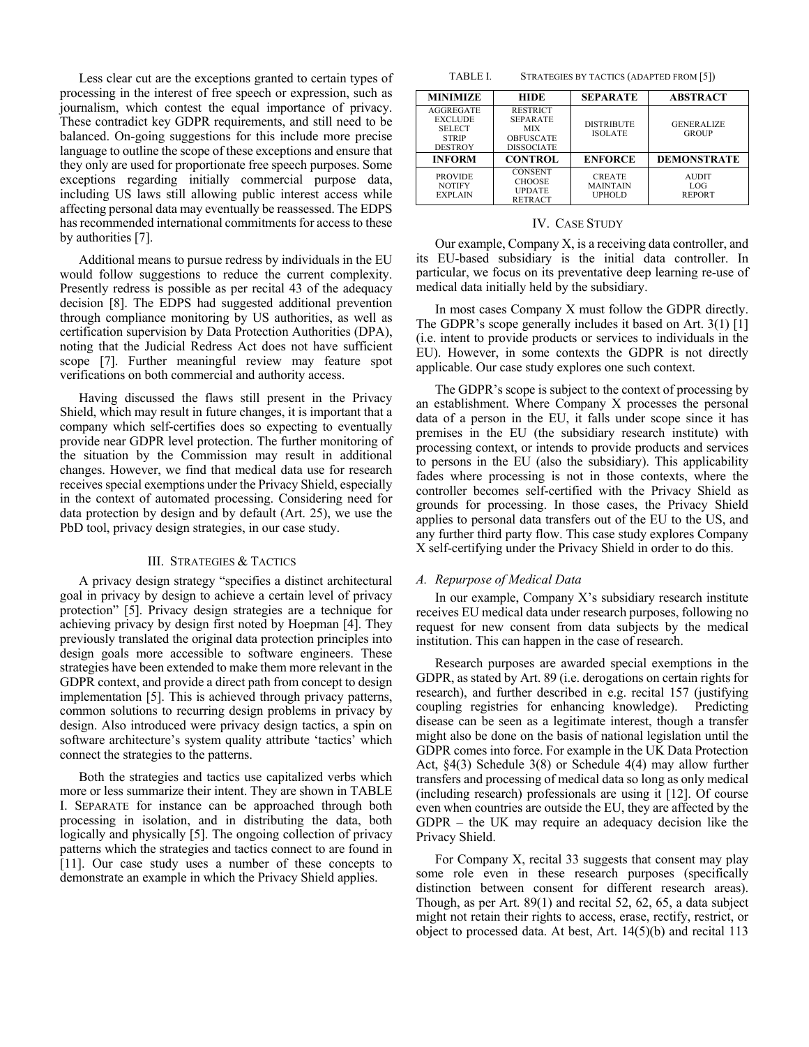Less clear cut are the exceptions granted to certain types of processing in the interest of free speech or expression, such as journalism, which contest the equal importance of privacy. These contradict key GDPR requirements, and still need to be balanced. On-going suggestions for this include more precise language to outline the scope of these exceptions and ensure that they only are used for proportionate free speech purposes. Some exceptions regarding initially commercial purpose data, including US laws still allowing public interest access while affecting personal data may eventually be reassessed. The EDPS has recommended international commitments for access to these by authorities [7].

Additional means to pursue redress by individuals in the EU would follow suggestions to reduce the current complexity. Presently redress is possible as per recital 43 of the adequacy decision [8]. The EDPS had suggested additional prevention through compliance monitoring by US authorities, as well as certification supervision by Data Protection Authorities (DPA), noting that the Judicial Redress Act does not have sufficient scope [7]. Further meaningful review may feature spot verifications on both commercial and authority access.

Having discussed the flaws still present in the Privacy Shield, which may result in future changes, it is important that a company which self-certifies does so expecting to eventually provide near GDPR level protection. The further monitoring of the situation by the Commission may result in additional changes. However, we find that medical data use for research receives special exemptions under the Privacy Shield, especially in the context of automated processing. Considering need for data protection by design and by default (Art. 25), we use the PbD tool, privacy design strategies, in our case study.

## III. Strategies & Tactics

A privacy design strategy "specifies a distinct architectural goal in privacy by design to achieve a certain level of privacy protection" [5]. Privacy design strategies are a technique for achieving privacy by design first noted by Hoepman [4]. They previously translated the original data protection principles into design goals more accessible to software engineers. These strategies have been extended to make them more relevant in the GDPR context, and provide a direct path from concept to design implementation [5]. This is achieved through privacy patterns, common solutions to recurring design problems in privacy by design. Also introduced were privacy design tactics, a spin on software architecture's system quality attribute 'tactics' which connect the strategies to the patterns.

Both the strategies and tactics use capitalized verbs which more or less summarize their intent. They are shown in TABLE I. SEPARATE for instance can be approached through both processing in isolation, and in distributing the data, both logically and physically [5]. The ongoing collection of privacy patterns which the strategies and tactics connect to are found in [11]. Our case study uses a number of these concepts to demonstrate an example in which the Privacy Shield applies.

TABLE I. Strategies by Tactics (adapted from [5])

| MINIMIZE | HIDE | SEPARATE | ABSTRACT |
|---|---|---|---|
| AGGREGATE EXCLUDE SELECT STRIP DESTROY | RESTRICT SEPARATE MIX OBFUSCATE DISSOCIATE | DISTRIBUTE ISOLATE | GENERALIZE GROUP |
| **INFORM** | **CONTROL** | **ENFORCE** | **DEMONSTRATE** |
| PROVIDE NOTIFY EXPLAIN | CONSENT CHOOSE UPDATE RETRACT | CREATE MAINTAIN UPHOLD | AUDIT LOG REPORT |

## IV. Case Study

Our example, Company X, is a receiving data controller, and its EU-based subsidiary is the initial data controller. In particular, we focus on its preventative deep learning re-use of medical data initially held by the subsidiary.

In most cases Company X must follow the GDPR directly. The GDPR's scope generally includes it based on Art. 3(1) [1] (i.e. intent to provide products or services to individuals in the EU). However, in some contexts the GDPR is not directly applicable. Our case study explores one such context.

The GDPR's scope is subject to the context of processing by an establishment. Where Company X processes the personal data of a person in the EU, it falls under scope since it has premises in the EU (the subsidiary research institute) with processing context, or intends to provide products and services to persons in the EU (also the subsidiary). This applicability fades where processing is not in those contexts, where the controller becomes self-certified with the Privacy Shield as grounds for processing. In those cases, the Privacy Shield applies to personal data transfers out of the EU to the US, and any further third party flow. This case study explores Company X self-certifying under the Privacy Shield in order to do this.

### A. Repurpose of Medical Data

In our example, Company X's subsidiary research institute receives EU medical data under research purposes, following no request for new consent from data subjects by the medical institution. This can happen in the case of research.

Research purposes are awarded special exemptions in the GDPR, as stated by Art. 89 (i.e. derogations on certain rights for research), and further described in e.g. recital 157 (justifying coupling registries for enhancing knowledge). Predicting disease can be seen as a legitimate interest, though a transfer might also be done on the basis of national legislation until the GDPR comes into force. For example in the UK Data Protection Act, §4(3) Schedule 3(8) or Schedule 4(4) may allow further transfers and processing of medical data so long as only medical (including research) professionals are using it [12]. Of course even when countries are outside the EU, they are affected by the GDPR – the UK may require an adequacy decision like the Privacy Shield.

For Company X, recital 33 suggests that consent may play some role even in these research purposes (specifically distinction between consent for different research areas). Though, as per Art. 89(1) and recital 52, 62, 65, a data subject might not retain their rights to access, erase, rectify, restrict, or object to processed data. At best, Art. 14(5)(b) and recital 113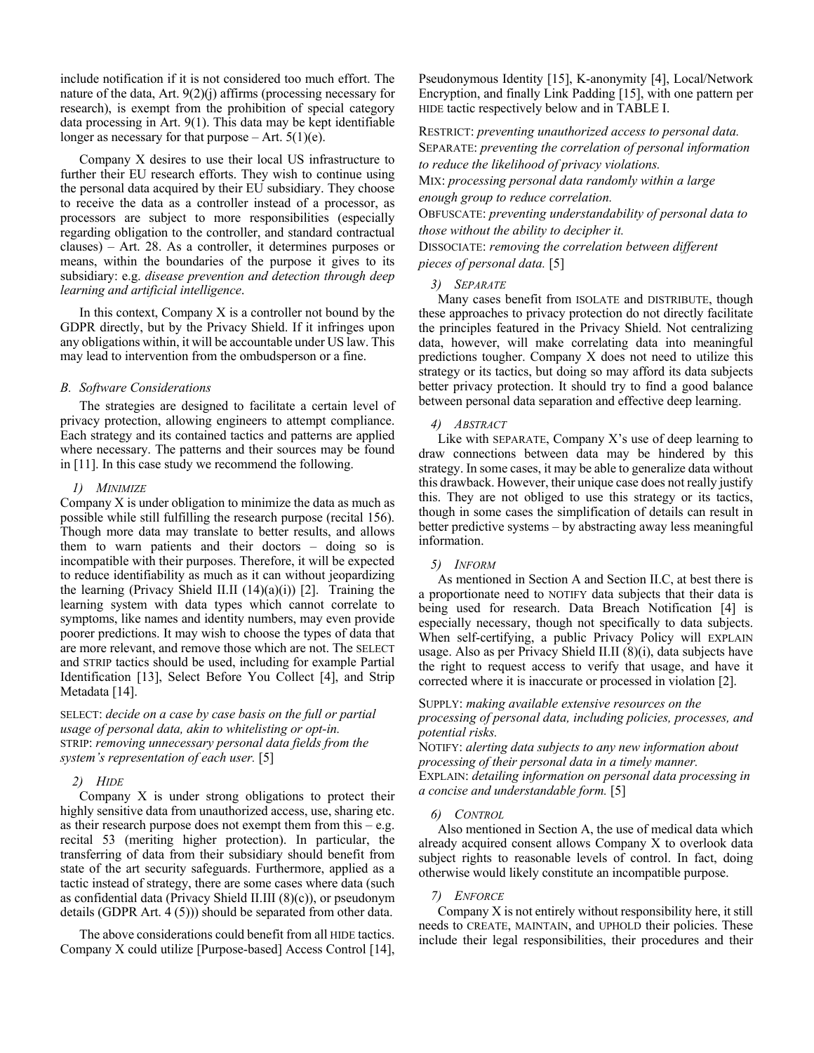include notification if it is not considered too much effort. The nature of the data, Art. 9(2)(j) affirms (processing necessary for research), is exempt from the prohibition of special category data processing in Art. 9(1). This data may be kept identifiable longer as necessary for that purpose – Art. 5(1)(e).

Company X desires to use their local US infrastructure to further their EU research efforts. They wish to continue using the personal data acquired by their EU subsidiary. They choose to receive the data as a controller instead of a processor, as processors are subject to more responsibilities (especially regarding obligation to the controller, and standard contractual clauses) – Art. 28. As a controller, it determines purposes or means, within the boundaries of the purpose it gives to its subsidiary: e.g. *disease prevention and detection through deep learning and artificial intelligence*.

In this context, Company X is a controller not bound by the GDPR directly, but by the Privacy Shield. If it infringes upon any obligations within, it will be accountable under US law. This may lead to intervention from the ombudsperson or a fine.

### B. Software Considerations

The strategies are designed to facilitate a certain level of privacy protection, allowing engineers to attempt compliance. Each strategy and its contained tactics and patterns are applied where necessary. The patterns and their sources may be found in [11]. In this case study we recommend the following.

#### 1) MINIMIZE

Company X is under obligation to minimize the data as much as possible while still fulfilling the research purpose (recital 156). Though more data may translate to better results, and allows them to warn patients and their doctors – doing so is incompatible with their purposes. Therefore, it will be expected to reduce identifiability as much as it can without jeopardizing the learning (Privacy Shield II.II (14)(a)(i)) [2]. Training the learning system with data types which cannot correlate to symptoms, like names and identity numbers, may even provide poorer predictions. It may wish to choose the types of data that are more relevant, and remove those which are not. The SELECT and STRIP tactics should be used, including for example Partial Identification [13], Select Before You Collect [4], and Strip Metadata [14].

SELECT: *decide on a case by case basis on the full or partial usage of personal data, akin to whitelisting or opt-in.*
STRIP: *removing unnecessary personal data fields from the system's representation of each user.* [5]

#### 2) HIDE

Company X is under strong obligations to protect their highly sensitive data from unauthorized access, use, sharing etc. as their research purpose does not exempt them from this – e.g. recital 53 (meriting higher protection). In particular, the transferring of data from their subsidiary should benefit from state of the art security safeguards. Furthermore, applied as a tactic instead of strategy, there are some cases where data (such as confidential data (Privacy Shield II.III (8)(c)), or pseudonym details (GDPR Art. 4 (5))) should be separated from other data.

The above considerations could benefit from all HIDE tactics. Company X could utilize [Purpose-based] Access Control [14], Pseudonymous Identity [15], K-anonymity [4], Local/Network Encryption, and finally Link Padding [15], with one pattern per HIDE tactic respectively below and in TABLE I.

RESTRICT: *preventing unauthorized access to personal data.*
SEPARATE: *preventing the correlation of personal information to reduce the likelihood of privacy violations.*
MIX: *processing personal data randomly within a large enough group to reduce correlation.*
OBFUSCATE: *preventing understandability of personal data to those without the ability to decipher it.*
DISSOCIATE: *removing the correlation between different pieces of personal data.* [5]

#### 3) SEPARATE

Many cases benefit from ISOLATE and DISTRIBUTE, though these approaches to privacy protection do not directly facilitate the principles featured in the Privacy Shield. Not centralizing data, however, will make correlating data into meaningful predictions tougher. Company X does not need to utilize this strategy or its tactics, but doing so may afford its data subjects better privacy protection. It should try to find a good balance between personal data separation and effective deep learning.

#### 4) ABSTRACT

Like with SEPARATE, Company X's use of deep learning to draw connections between data may be hindered by this strategy. In some cases, it may be able to generalize data without this drawback. However, their unique case does not really justify this. They are not obliged to use this strategy or its tactics, though in some cases the simplification of details can result in better predictive systems – by abstracting away less meaningful information.

#### 5) INFORM

As mentioned in Section A and Section II.C, at best there is a proportionate need to NOTIFY data subjects that their data is being used for research. Data Breach Notification [4] is especially necessary, though not specifically to data subjects. When self-certifying, a public Privacy Policy will EXPLAIN usage. Also as per Privacy Shield II.II (8)(i), data subjects have the right to request access to verify that usage, and have it corrected where it is inaccurate or processed in violation [2].

SUPPLY: *making available extensive resources on the processing of personal data, including policies, processes, and potential risks.*
NOTIFY: *alerting data subjects to any new information about processing of their personal data in a timely manner.*
EXPLAIN: *detailing information on personal data processing in a concise and understandable form.* [5]

#### 6) CONTROL

Also mentioned in Section A, the use of medical data which already acquired consent allows Company X to overlook data subject rights to reasonable levels of control. In fact, doing otherwise would likely constitute an incompatible purpose.

#### 7) ENFORCE

Company X is not entirely without responsibility here, it still needs to CREATE, MAINTAIN, and UPHOLD their policies. These include their legal responsibilities, their procedures and their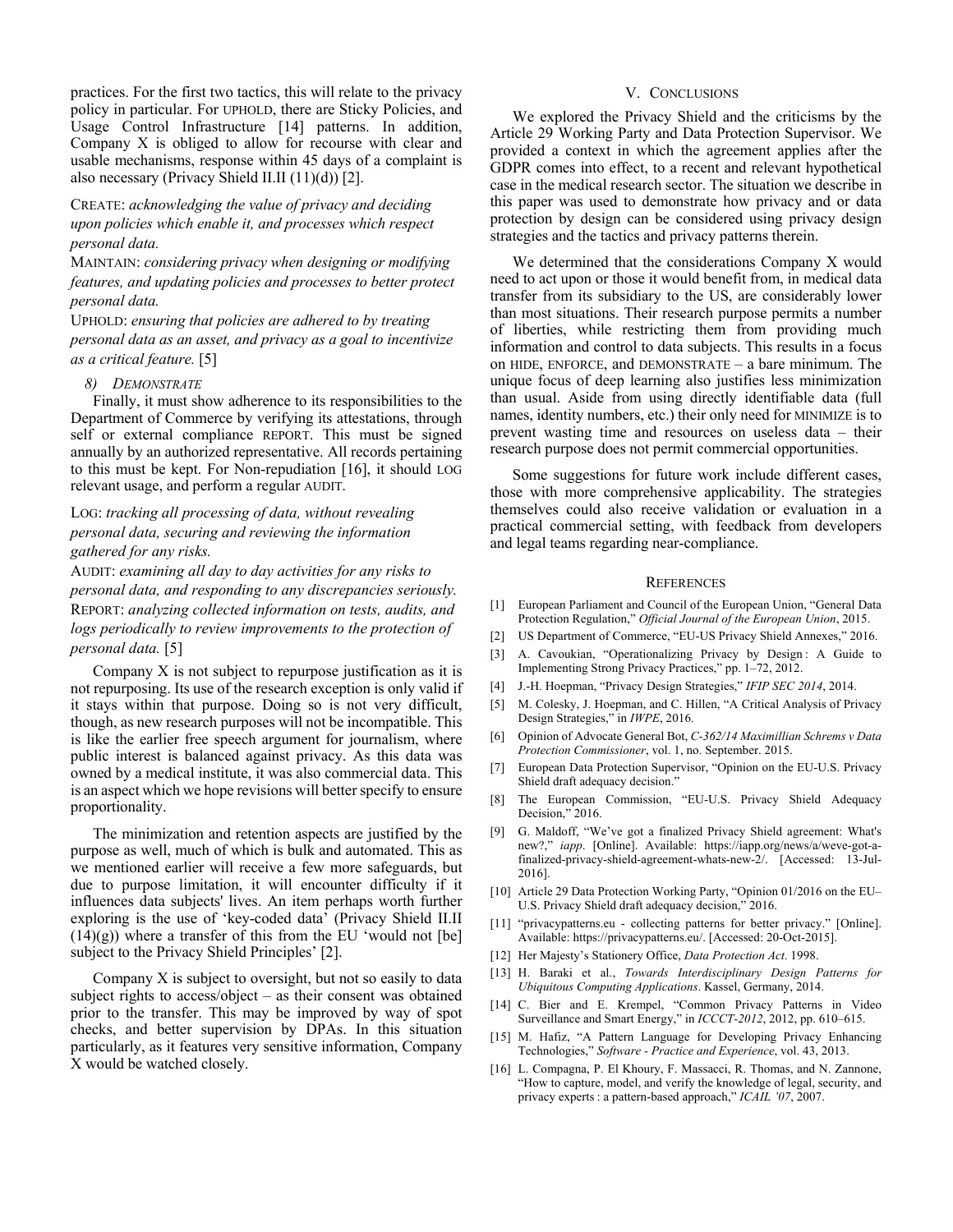practices. For the first two tactics, this will relate to the privacy policy in particular. For UPHOLD, there are Sticky Policies, and Usage Control Infrastructure [14] patterns. In addition, Company X is obliged to allow for recourse with clear and usable mechanisms, response within 45 days of a complaint is also necessary (Privacy Shield II.II (11)(d)) [2].

CREATE: *acknowledging the value of privacy and deciding upon policies which enable it, and processes which respect personal data.*

MAINTAIN: *considering privacy when designing or modifying features, and updating policies and processes to better protect personal data.*

UPHOLD: *ensuring that policies are adhered to by treating personal data as an asset, and privacy as a goal to incentivize as a critical feature.* [5]

#### 8) *DEMONSTRATE*

Finally, it must show adherence to its responsibilities to the Department of Commerce by verifying its attestations, through self or external compliance REPORT. This must be signed annually by an authorized representative. All records pertaining to this must be kept. For Non-repudiation [16], it should LOG relevant usage, and perform a regular AUDIT.

LOG: *tracking all processing of data, without revealing personal data, securing and reviewing the information gathered for any risks.*

AUDIT: *examining all day to day activities for any risks to personal data, and responding to any discrepancies seriously.*

REPORT: *analyzing collected information on tests, audits, and logs periodically to review improvements to the protection of personal data.* [5]

Company X is not subject to repurpose justification as it is not repurposing. Its use of the research exception is only valid if it stays within that purpose. Doing so is not very difficult, though, as new research purposes will not be incompatible. This is like the earlier free speech argument for journalism, where public interest is balanced against privacy. As this data was owned by a medical institute, it was also commercial data. This is an aspect which we hope revisions will better specify to ensure proportionality.

The minimization and retention aspects are justified by the purpose as well, much of which is bulk and automated. This as we mentioned earlier will receive a few more safeguards, but due to purpose limitation, it will encounter difficulty if it influences data subjects' lives. An item perhaps worth further exploring is the use of 'key-coded data' (Privacy Shield II.II (14)(g)) where a transfer of this from the EU 'would not [be] subject to the Privacy Shield Principles' [2].

Company X is subject to oversight, but not so easily to data subject rights to access/object – as their consent was obtained prior to the transfer. This may be improved by way of spot checks, and better supervision by DPAs. In this situation particularly, as it features very sensitive information, Company X would be watched closely.

## V. CONCLUSIONS

We explored the Privacy Shield and the criticisms by the Article 29 Working Party and Data Protection Supervisor. We provided a context in which the agreement applies after the GDPR comes into effect, to a recent and relevant hypothetical case in the medical research sector. The situation we describe in this paper was used to demonstrate how privacy and or data protection by design can be considered using privacy design strategies and the tactics and privacy patterns therein.

We determined that the considerations Company X would need to act upon or those it would benefit from, in medical data transfer from its subsidiary to the US, are considerably lower than most situations. Their research purpose permits a number of liberties, while restricting them from providing much information and control to data subjects. This results in a focus on HIDE, ENFORCE, and DEMONSTRATE – a bare minimum. The unique focus of deep learning also justifies less minimization than usual. Aside from using directly identifiable data (full names, identity numbers, etc.) their only need for MINIMIZE is to prevent wasting time and resources on useless data – their research purpose does not permit commercial opportunities.

Some suggestions for future work include different cases, those with more comprehensive applicability. The strategies themselves could also receive validation or evaluation in a practical commercial setting, with feedback from developers and legal teams regarding near-compliance.

## REFERENCES

[1] European Parliament and Council of the European Union, "General Data Protection Regulation," *Official Journal of the European Union*, 2015.

[2] US Department of Commerce, "EU-US Privacy Shield Annexes," 2016.

[3] A. Cavoukian, "Operationalizing Privacy by Design : A Guide to Implementing Strong Privacy Practices," pp. 1–72, 2012.

[4] J.-H. Hoepman, "Privacy Design Strategies," *IFIP SEC 2014*, 2014.

[5] M. Colesky, J. Hoepman, and C. Hillen, "A Critical Analysis of Privacy Design Strategies," in *IWPE*, 2016.

[6] Opinion of Advocate General Bot, *C-362/14 Maximillian Schrems v Data Protection Commissioner*, vol. 1, no. September. 2015.

[7] European Data Protection Supervisor, "Opinion on the EU-U.S. Privacy Shield draft adequacy decision."

[8] The European Commission, "EU-U.S. Privacy Shield Adequacy Decision," 2016.

[9] G. Maldoff, "We've got a finalized Privacy Shield agreement: What's new?," *iapp*. [Online]. Available: https://iapp.org/news/a/weve-got-a-finalized-privacy-shield-agreement-whats-new-2/. [Accessed: 13-Jul-2016].

[10] Article 29 Data Protection Working Party, "Opinion 01/2016 on the EU–U.S. Privacy Shield draft adequacy decision," 2016.

[11] "privacypatterns.eu - collecting patterns for better privacy." [Online]. Available: https://privacypatterns.eu/. [Accessed: 20-Oct-2015].

[12] Her Majesty's Stationery Office, *Data Protection Act*. 1998.

[13] H. Baraki et al., *Towards Interdisciplinary Design Patterns for Ubiquitous Computing Applications*. Kassel, Germany, 2014.

[14] C. Bier and E. Krempel, "Common Privacy Patterns in Video Surveillance and Smart Energy," in *ICCCT-2012*, 2012, pp. 610–615.

[15] M. Hafiz, "A Pattern Language for Developing Privacy Enhancing Technologies," *Software - Practice and Experience*, vol. 43, 2013.

[16] L. Compagna, P. El Khoury, F. Massacci, R. Thomas, and N. Zannone, "How to capture, model, and verify the knowledge of legal, security, and privacy experts : a pattern-based approach," *ICAIL '07*, 2007.